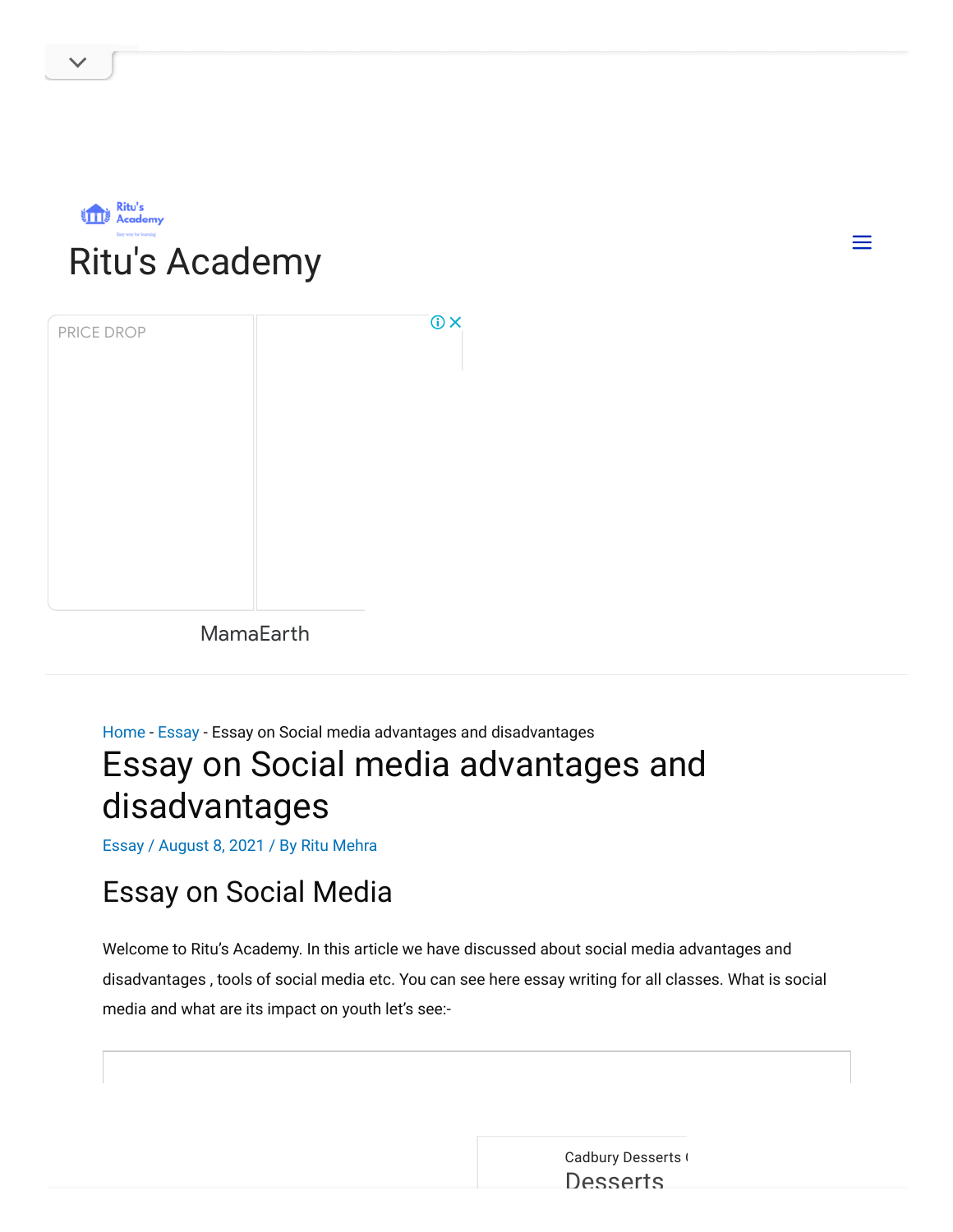Ritu's Academy

Home - Essay - Essay on Social media advantages and disadvantages

# Essay on Social media advantages and disadvantages

Essay / August 8, 2021 / By Ritu Mehra

## Essay on Social Media

Welcome to Ritu's Academy. In this article we have discussed about social media advantages and disadvantages , tools of social media etc. You can see here essay writing for all classes. What is social media and what are its impact on youth let's see:-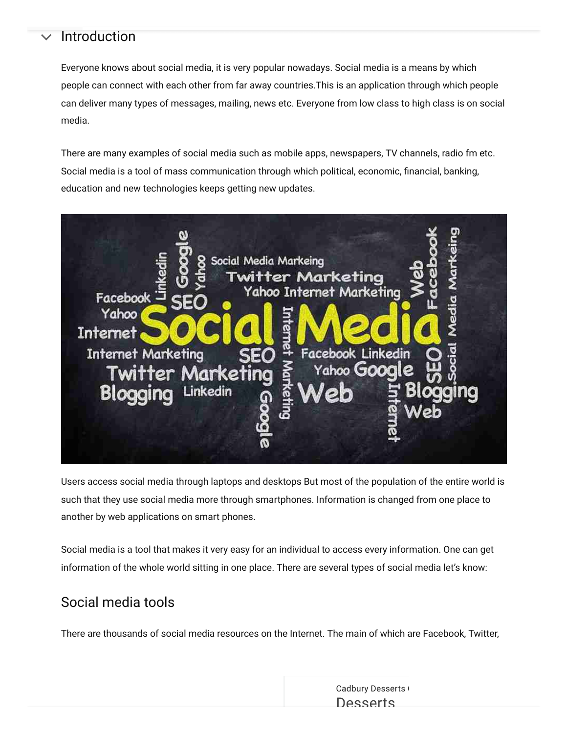## Introduction

Everyone knows about social media, it is very popular nowadays. Social media is a means by which people can connect with each other from far away countries.This is an application through which people can deliver many types of messages, mailing, news etc. Everyone from low class to high class is on social media.

There are many examples of social media such as mobile apps, newspapers, TV channels, radio fm etc. Social media is a tool of mass communication through which political, economic, financial, banking, education and new technologies keeps getting new updates.

Users access social media through laptops and desktops But most of the population of the entire world is such that they use social media more through smartphones. Information is changed from one place to another by web applications on smart phones.

Social media is a tool that makes it very easy for an individual to access every information. One can get information of the whole world sitting in one place. There are several types of social media let's know:

## Social media tools

There are thousands of social media resources on the Internet. The main of which are Facebook, Twitter,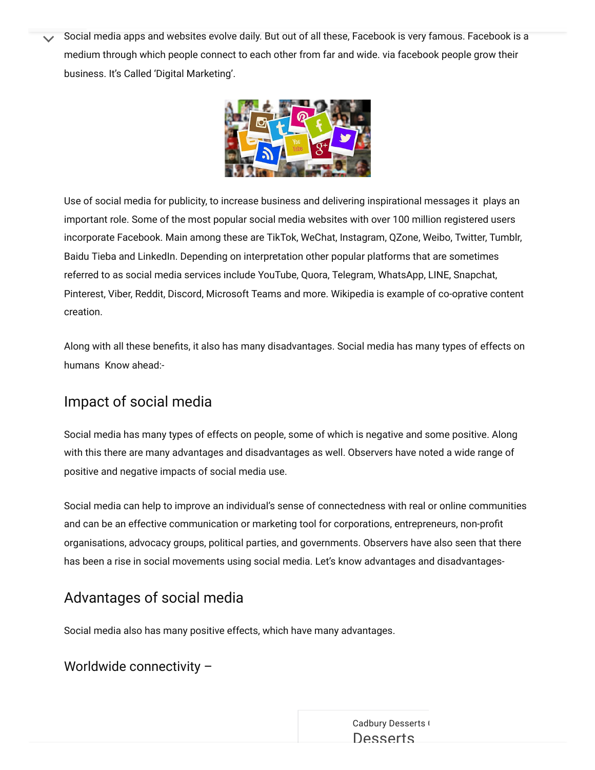Social media apps and websites evolve daily. But out of all these, Facebook is very famous. Facebook is a medium through which people connect to each other from far and wide. via facebook people grow their business. It's Called 'Digital Marketing'.

Use of social media for publicity, to increase business and delivering inspirational messages it  plays an important role. Some of the most popular social media websites with over 100 million registered users incorporate Facebook. Main among these are TikTok, WeChat, Instagram, QZone, Weibo, Twitter, Tumblr, Baidu Tieba and LinkedIn. Depending on interpretation other popular platforms that are sometimes referred to as social media services include YouTube, Quora, Telegram, WhatsApp, LINE, Snapchat, Pinterest, Viber, Reddit, Discord, Microsoft Teams and more. Wikipedia is example of co-oprative content creation.

Along with all these benefits, it also has many disadvantages. Social media has many types of effects on humans  Know ahead:-

## Impact of social media

Social media has many types of effects on people, some of which is negative and some positive. Along with this there are many advantages and disadvantages as well. Observers have noted a wide range of positive and negative impacts of social media use.

Social media can help to improve an individual's sense of connectedness with real or online communities and can be an effective communication or marketing tool for corporations, entrepreneurs, non-profit organisations, advocacy groups, political parties, and governments. Observers have also seen that there has been a rise in social movements using social media. Let's know advantages and disadvantages-

## Advantages of social media

Social media also has many positive effects, which have many advantages.

### Worldwide connectivity –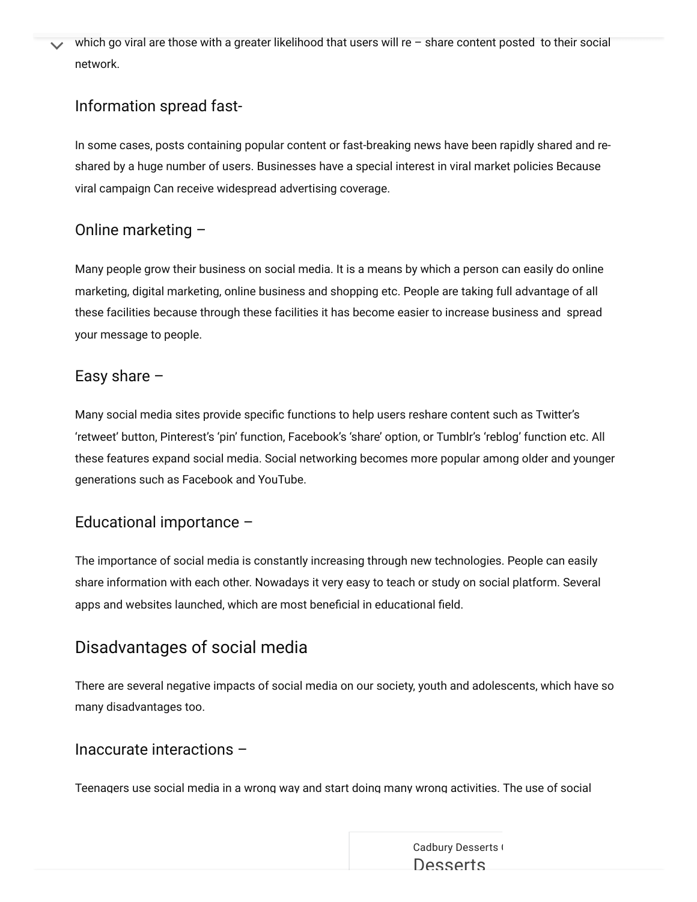which go viral are those with a greater likelihood that users will re – share content posted to their social network.

### Information spread fast-

In some cases, posts containing popular content or fast-breaking news have been rapidly shared and re-shared by a huge number of users. Businesses have a special interest in viral market policies Because viral campaign Can receive widespread advertising coverage.

### Online marketing –

Many people grow their business on social media. It is a means by which a person can easily do online marketing, digital marketing, online business and shopping etc. People are taking full advantage of all these facilities because through these facilities it has become easier to increase business and spread your message to people.

### Easy share –

Many social media sites provide specific functions to help users reshare content such as Twitter's 'retweet' button, Pinterest's 'pin' function, Facebook's 'share' option, or Tumblr's 'reblog' function etc. All these features expand social media. Social networking becomes more popular among older and younger generations such as Facebook and YouTube.

### Educational importance –

The importance of social media is constantly increasing through new technologies. People can easily share information with each other. Nowadays it very easy to teach or study on social platform. Several apps and websites launched, which are most beneficial in educational field.

## Disadvantages of social media

There are several negative impacts of social media on our society, youth and adolescents, which have so many disadvantages too.

### Inaccurate interactions –

Teenagers use social media in a wrong way and start doing many wrong activities. The use of social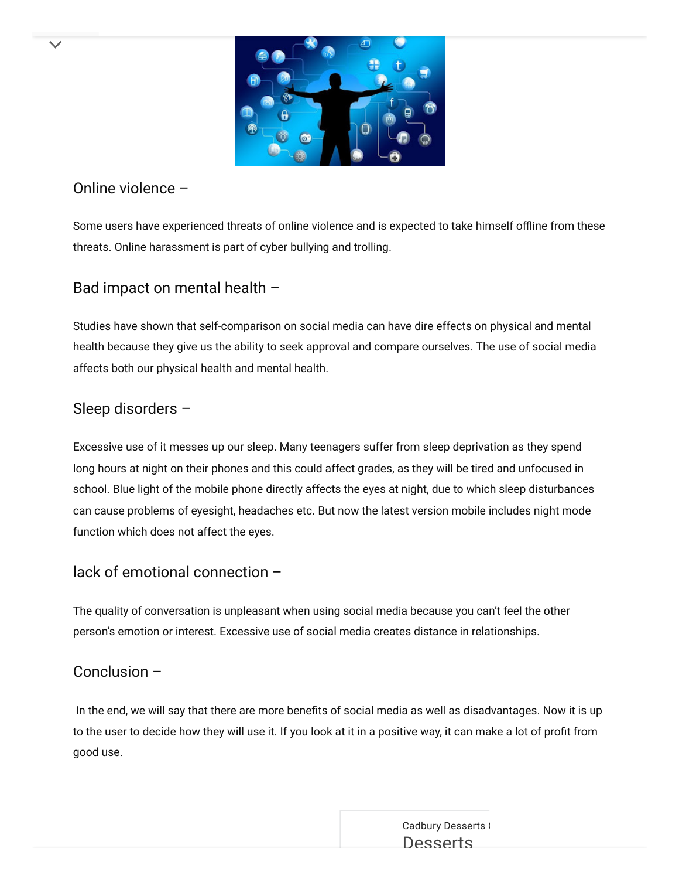## Online violence –

Some users have experienced threats of online violence and is expected to take himself offline from these threats. Online harassment is part of cyber bullying and trolling.

## Bad impact on mental health –

Studies have shown that self-comparison on social media can have dire effects on physical and mental health because they give us the ability to seek approval and compare ourselves. The use of social media affects both our physical health and mental health.

## Sleep disorders –

Excessive use of it messes up our sleep. Many teenagers suffer from sleep deprivation as they spend long hours at night on their phones and this could affect grades, as they will be tired and unfocused in school. Blue light of the mobile phone directly affects the eyes at night, due to which sleep disturbances can cause problems of eyesight, headaches etc. But now the latest version mobile includes night mode function which does not affect the eyes.

## lack of emotional connection –

The quality of conversation is unpleasant when using social media because you can't feel the other person's emotion or interest. Excessive use of social media creates distance in relationships.

## Conclusion –

In the end, we will say that there are more benefits of social media as well as disadvantages. Now it is up to the user to decide how they will use it. If you look at it in a positive way, it can make a lot of profit from good use.